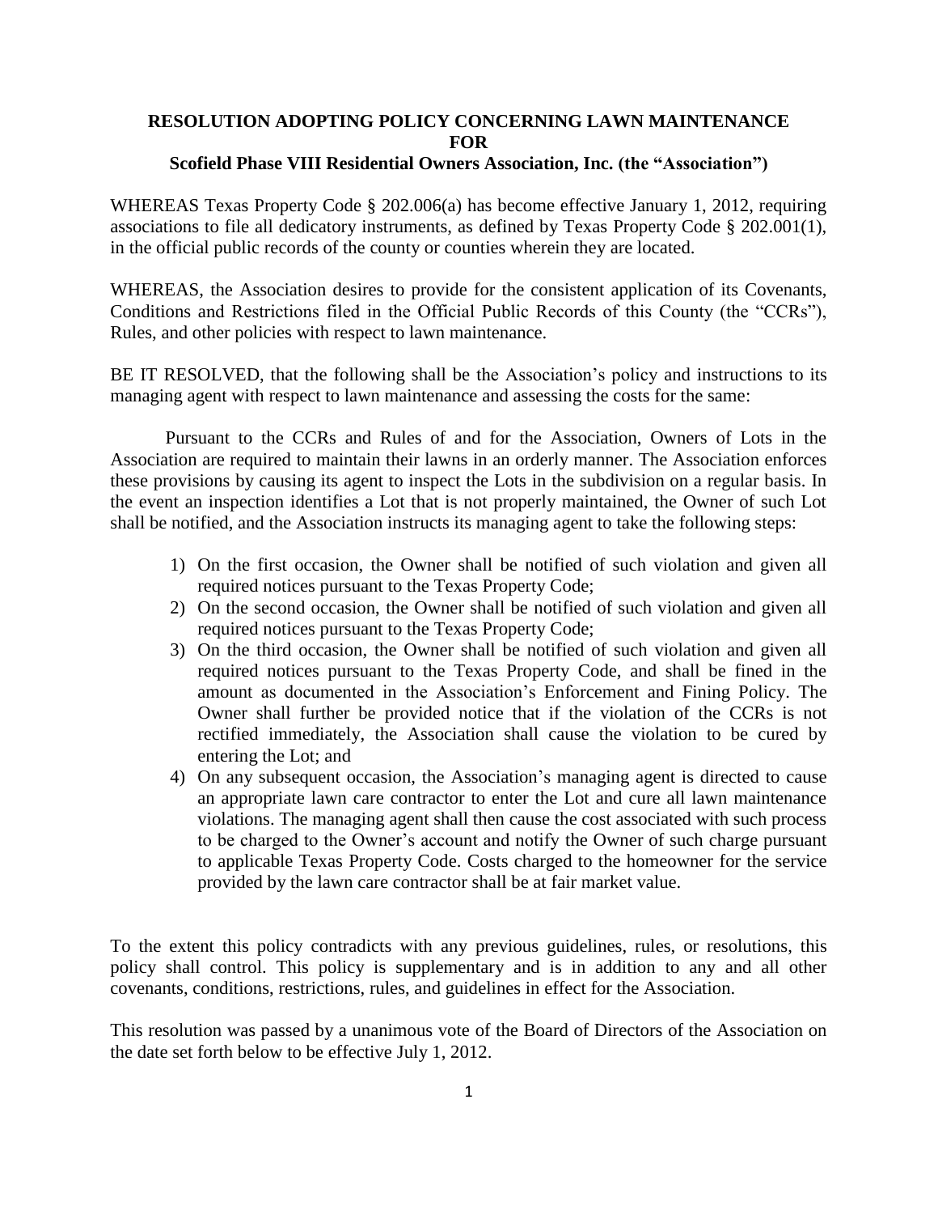# RESOLUTION ADOPTING POLICY CONCERNING LAWN MAINTENANCE FOR

## Scofield Phase VIII Residential Owners Association, Inc. (the "Association")

WHEREAS Texas Property Code § 202.006(a) has become effective January 1, 2012, requiring associations to file all dedicatory instruments, as defined by Texas Property Code § 202.001(1), in the official public records of the county or counties wherein they are located.

WHEREAS, the Association desires to provide for the consistent application of its Covenants, Conditions and Restrictions filed in the Official Public Records of this County (the "CCRs"), Rules, and other policies with respect to lawn maintenance.

BE IT RESOLVED, that the following shall be the Association's policy and instructions to its managing agent with respect to lawn maintenance and assessing the costs for the same:

Pursuant to the CCRs and Rules of and for the Association, Owners of Lots in the Association are required to maintain their lawns in an orderly manner. The Association enforces these provisions by causing its agent to inspect the Lots in the subdivision on a regular basis. In the event an inspection identifies a Lot that is not properly maintained, the Owner of such Lot shall be notified, and the Association instructs its managing agent to take the following steps:

1) On the first occasion, the Owner shall be notified of such violation and given all required notices pursuant to the Texas Property Code;
2) On the second occasion, the Owner shall be notified of such violation and given all required notices pursuant to the Texas Property Code;
3) On the third occasion, the Owner shall be notified of such violation and given all required notices pursuant to the Texas Property Code, and shall be fined in the amount as documented in the Association's Enforcement and Fining Policy. The Owner shall further be provided notice that if the violation of the CCRs is not rectified immediately, the Association shall cause the violation to be cured by entering the Lot; and
4) On any subsequent occasion, the Association's managing agent is directed to cause an appropriate lawn care contractor to enter the Lot and cure all lawn maintenance violations. The managing agent shall then cause the cost associated with such process to be charged to the Owner's account and notify the Owner of such charge pursuant to applicable Texas Property Code. Costs charged to the homeowner for the service provided by the lawn care contractor shall be at fair market value.

To the extent this policy contradicts with any previous guidelines, rules, or resolutions, this policy shall control. This policy is supplementary and is in addition to any and all other covenants, conditions, restrictions, rules, and guidelines in effect for the Association.

This resolution was passed by a unanimous vote of the Board of Directors of the Association on the date set forth below to be effective July 1, 2012.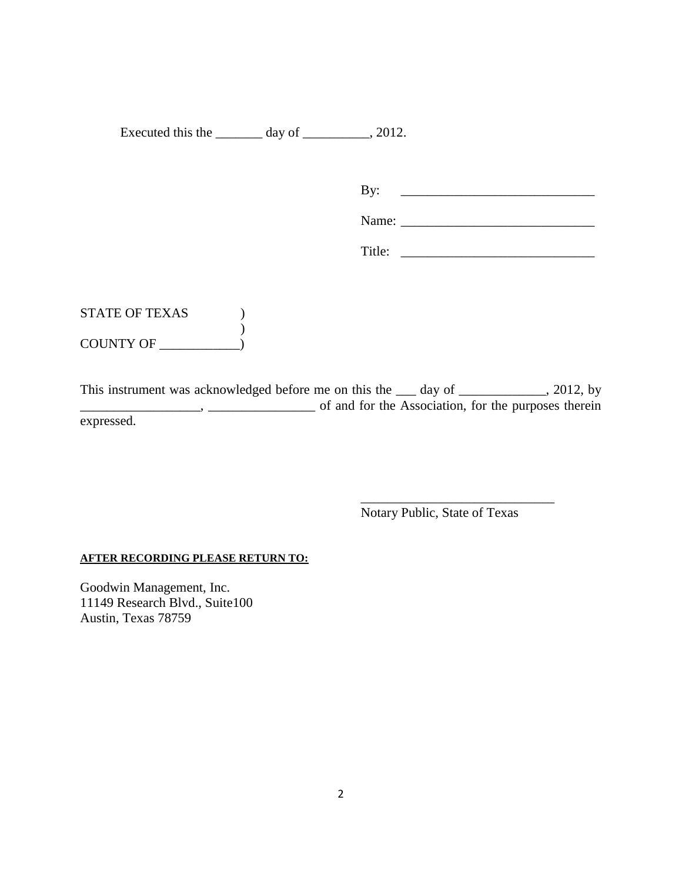Executed this the _______ day of __________, 2012.

By: _____________________________

Name: _____________________________

Title: _____________________________

STATE OF TEXAS )
)
COUNTY OF ____________)

This instrument was acknowledged before me on this the ___ day of _____________, 2012, by _________________, ________________ of and for the Association, for the purposes therein expressed.

_____________________________
Notary Public, State of Texas

**AFTER RECORDING PLEASE RETURN TO:**

Goodwin Management, Inc.
11149 Research Blvd., Suite100
Austin, Texas 78759